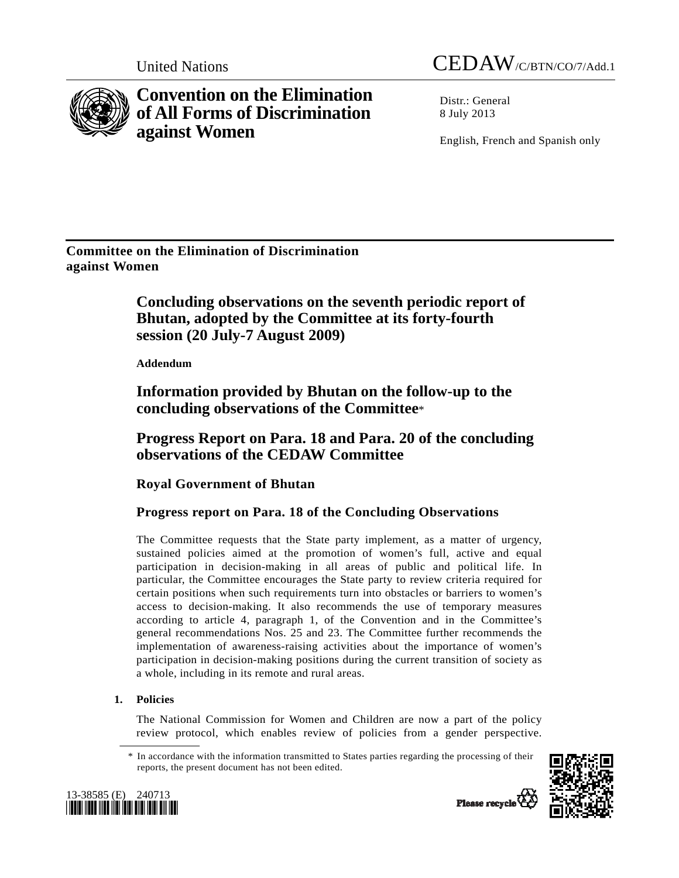United Nations

# CEDAW/C/BTN/CO/7/Add.1

# Convention on the Elimination of All Forms of Discrimination against Women

Distr.: General
8 July 2013

English, French and Spanish only

## Committee on the Elimination of Discrimination against Women

## Concluding observations on the seventh periodic report of Bhutan, adopted by the Committee at its forty-fourth session (20 July-7 August 2009)

**Addendum**

## Information provided by Bhutan on the follow-up to the concluding observations of the Committee*

## Progress Report on Para. 18 and Para. 20 of the concluding observations of the CEDAW Committee

### Royal Government of Bhutan

### Progress report on Para. 18 of the Concluding Observations

The Committee requests that the State party implement, as a matter of urgency, sustained policies aimed at the promotion of women's full, active and equal participation in decision-making in all areas of public and political life. In particular, the Committee encourages the State party to review criteria required for certain positions when such requirements turn into obstacles or barriers to women's access to decision-making. It also recommends the use of temporary measures according to article 4, paragraph 1, of the Convention and in the Committee's general recommendations Nos. 25 and 23. The Committee further recommends the implementation of awareness-raising activities about the importance of women's participation in decision-making positions during the current transition of society as a whole, including in its remote and rural areas.

**1. Policies**

The National Commission for Women and Children are now a part of the policy review protocol, which enables review of policies from a gender perspective.

\* In accordance with the information transmitted to States parties regarding the processing of their reports, the present document has not been edited.

13-38585 (E) 240713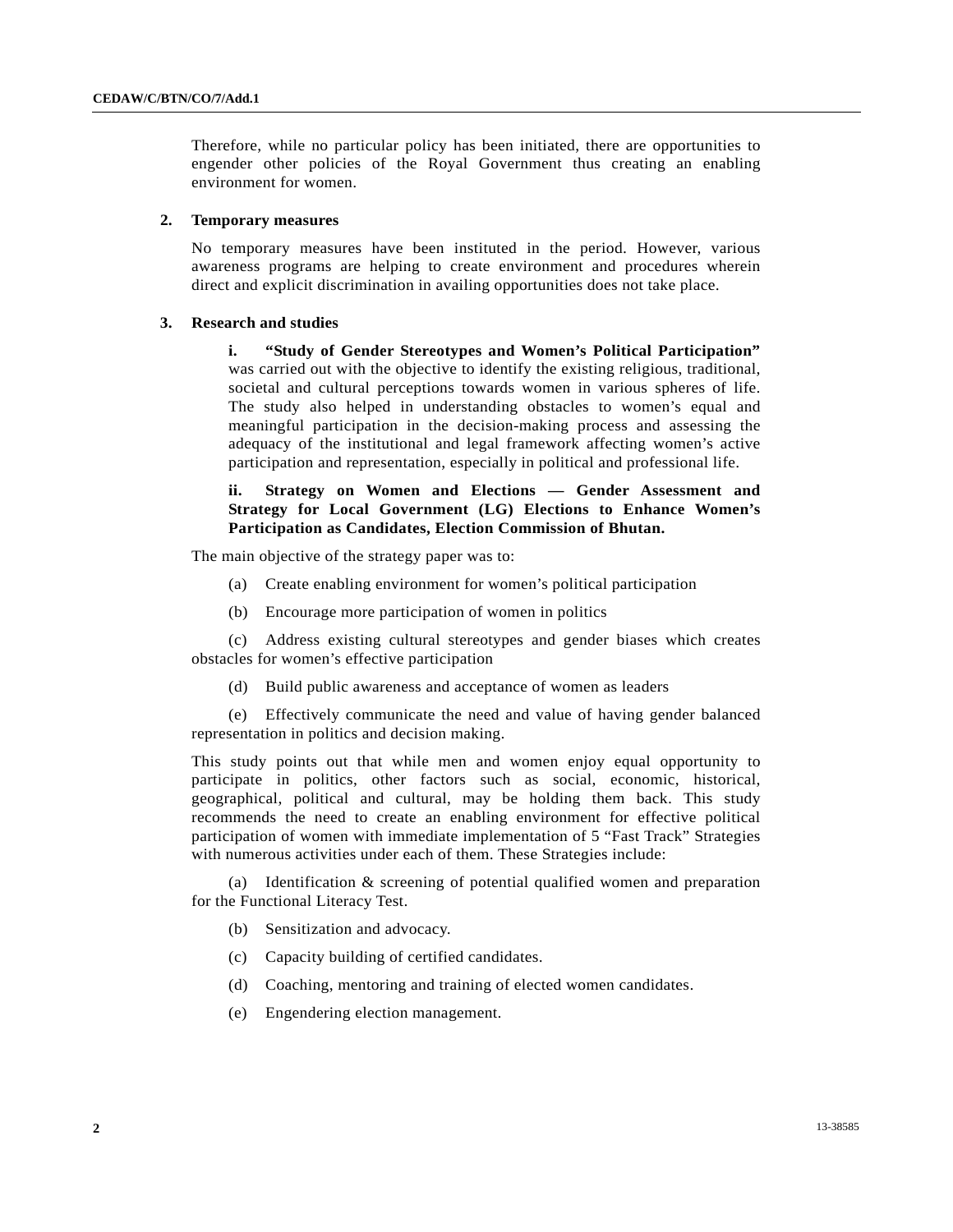Therefore, while no particular policy has been initiated, there are opportunities to engender other policies of the Royal Government thus creating an enabling environment for women.

## 2. Temporary measures

No temporary measures have been instituted in the period. However, various awareness programs are helping to create environment and procedures wherein direct and explicit discrimination in availing opportunities does not take place.

## 3. Research and studies

**i. "Study of Gender Stereotypes and Women's Political Participation"** was carried out with the objective to identify the existing religious, traditional, societal and cultural perceptions towards women in various spheres of life. The study also helped in understanding obstacles to women's equal and meaningful participation in the decision-making process and assessing the adequacy of the institutional and legal framework affecting women's active participation and representation, especially in political and professional life.

**ii. Strategy on Women and Elections — Gender Assessment and Strategy for Local Government (LG) Elections to Enhance Women's Participation as Candidates, Election Commission of Bhutan.**

The main objective of the strategy paper was to:

(a) Create enabling environment for women's political participation

(b) Encourage more participation of women in politics

(c) Address existing cultural stereotypes and gender biases which creates obstacles for women's effective participation

(d) Build public awareness and acceptance of women as leaders

(e) Effectively communicate the need and value of having gender balanced representation in politics and decision making.

This study points out that while men and women enjoy equal opportunity to participate in politics, other factors such as social, economic, historical, geographical, political and cultural, may be holding them back. This study recommends the need to create an enabling environment for effective political participation of women with immediate implementation of 5 "Fast Track" Strategies with numerous activities under each of them. These Strategies include:

(a) Identification & screening of potential qualified women and preparation for the Functional Literacy Test.

(b) Sensitization and advocacy.

(c) Capacity building of certified candidates.

(d) Coaching, mentoring and training of elected women candidates.

(e) Engendering election management.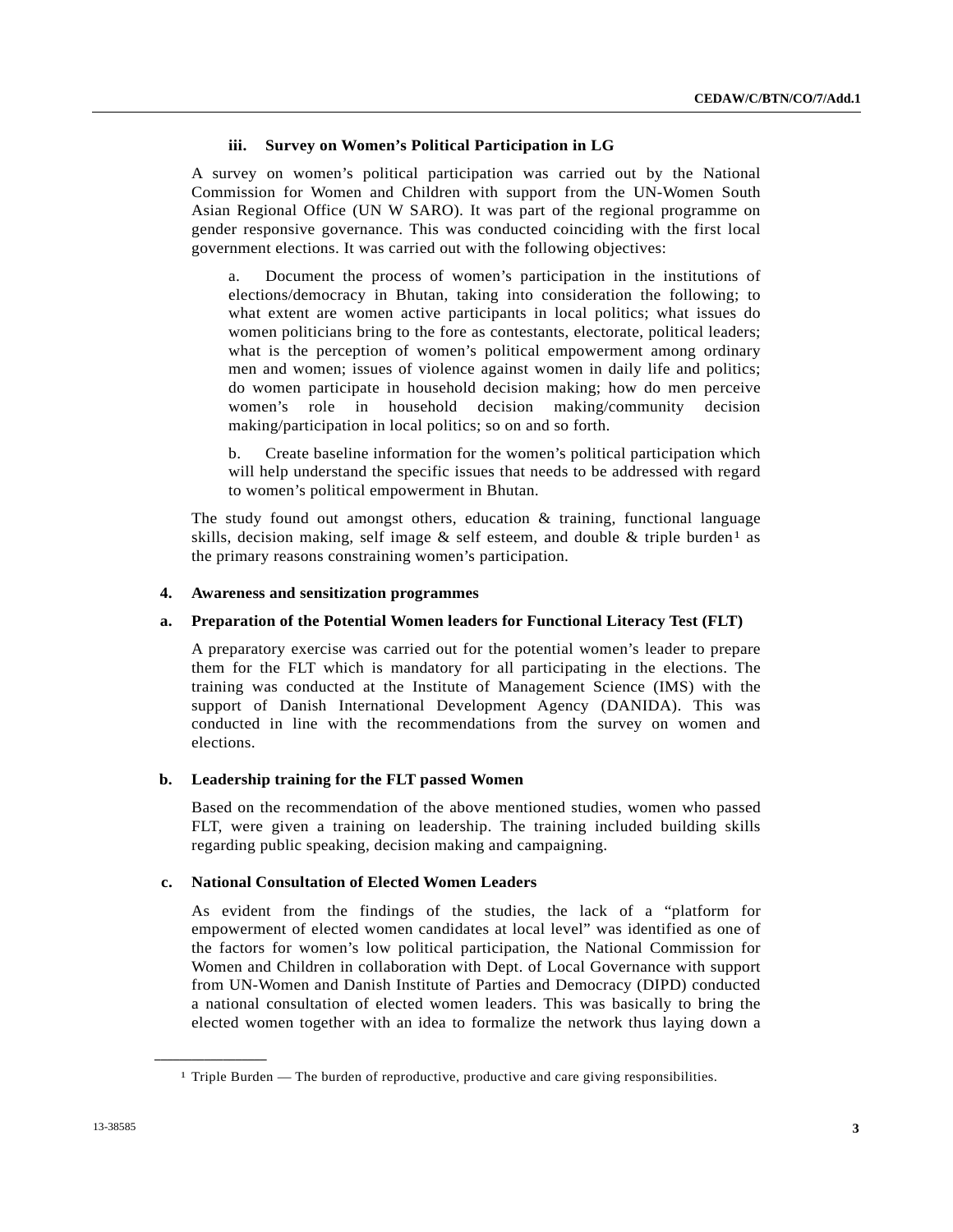### iii. Survey on Women's Political Participation in LG

A survey on women's political participation was carried out by the National Commission for Women and Children with support from the UN-Women South Asian Regional Office (UN W SARO). It was part of the regional programme on gender responsive governance. This was conducted coinciding with the first local government elections. It was carried out with the following objectives:

a. Document the process of women's participation in the institutions of elections/democracy in Bhutan, taking into consideration the following; to what extent are women active participants in local politics; what issues do women politicians bring to the fore as contestants, electorate, political leaders; what is the perception of women's political empowerment among ordinary men and women; issues of violence against women in daily life and politics; do women participate in household decision making; how do men perceive women's role in household decision making/community decision making/participation in local politics; so on and so forth.

b. Create baseline information for the women's political participation which will help understand the specific issues that needs to be addressed with regard to women's political empowerment in Bhutan.

The study found out amongst others, education & training, functional language skills, decision making, self image & self esteem, and double & triple burden[1] as the primary reasons constraining women's participation.

## 4. Awareness and sensitization programmes

### a. Preparation of the Potential Women leaders for Functional Literacy Test (FLT)

A preparatory exercise was carried out for the potential women's leader to prepare them for the FLT which is mandatory for all participating in the elections. The training was conducted at the Institute of Management Science (IMS) with the support of Danish International Development Agency (DANIDA). This was conducted in line with the recommendations from the survey on women and elections.

### b. Leadership training for the FLT passed Women

Based on the recommendation of the above mentioned studies, women who passed FLT, were given a training on leadership. The training included building skills regarding public speaking, decision making and campaigning.

### c. National Consultation of Elected Women Leaders

As evident from the findings of the studies, the lack of a "platform for empowerment of elected women candidates at local level" was identified as one of the factors for women's low political participation, the National Commission for Women and Children in collaboration with Dept. of Local Governance with support from UN-Women and Danish Institute of Parties and Democracy (DIPD) conducted a national consultation of elected women leaders. This was basically to bring the elected women together with an idea to formalize the network thus laying down a

---

[1] Triple Burden — The burden of reproductive, productive and care giving responsibilities.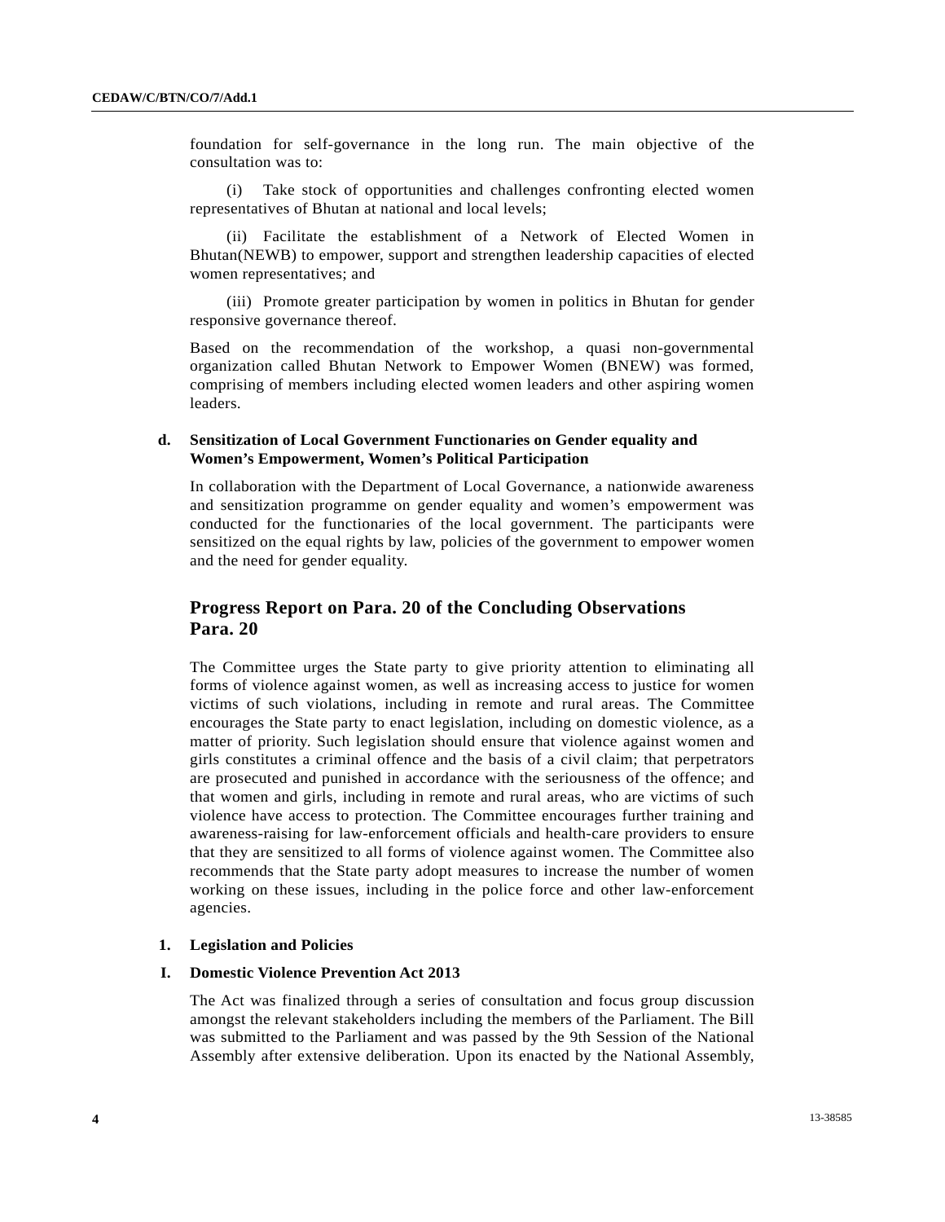foundation for self-governance in the long run. The main objective of the consultation was to:

(i) Take stock of opportunities and challenges confronting elected women representatives of Bhutan at national and local levels;

(ii) Facilitate the establishment of a Network of Elected Women in Bhutan(NEWB) to empower, support and strengthen leadership capacities of elected women representatives; and

(iii) Promote greater participation by women in politics in Bhutan for gender responsive governance thereof.

Based on the recommendation of the workshop, a quasi non-governmental organization called Bhutan Network to Empower Women (BNEW) was formed, comprising of members including elected women leaders and other aspiring women leaders.

**d. Sensitization of Local Government Functionaries on Gender equality and Women's Empowerment, Women's Political Participation**

In collaboration with the Department of Local Governance, a nationwide awareness and sensitization programme on gender equality and women's empowerment was conducted for the functionaries of the local government. The participants were sensitized on the equal rights by law, policies of the government to empower women and the need for gender equality.

## Progress Report on Para. 20 of the Concluding Observations Para. 20

The Committee urges the State party to give priority attention to eliminating all forms of violence against women, as well as increasing access to justice for women victims of such violations, including in remote and rural areas. The Committee encourages the State party to enact legislation, including on domestic violence, as a matter of priority. Such legislation should ensure that violence against women and girls constitutes a criminal offence and the basis of a civil claim; that perpetrators are prosecuted and punished in accordance with the seriousness of the offence; and that women and girls, including in remote and rural areas, who are victims of such violence have access to protection. The Committee encourages further training and awareness-raising for law-enforcement officials and health-care providers to ensure that they are sensitized to all forms of violence against women. The Committee also recommends that the State party adopt measures to increase the number of women working on these issues, including in the police force and other law-enforcement agencies.

**1. Legislation and Policies**

**I. Domestic Violence Prevention Act 2013**

The Act was finalized through a series of consultation and focus group discussion amongst the relevant stakeholders including the members of the Parliament. The Bill was submitted to the Parliament and was passed by the 9th Session of the National Assembly after extensive deliberation. Upon its enacted by the National Assembly,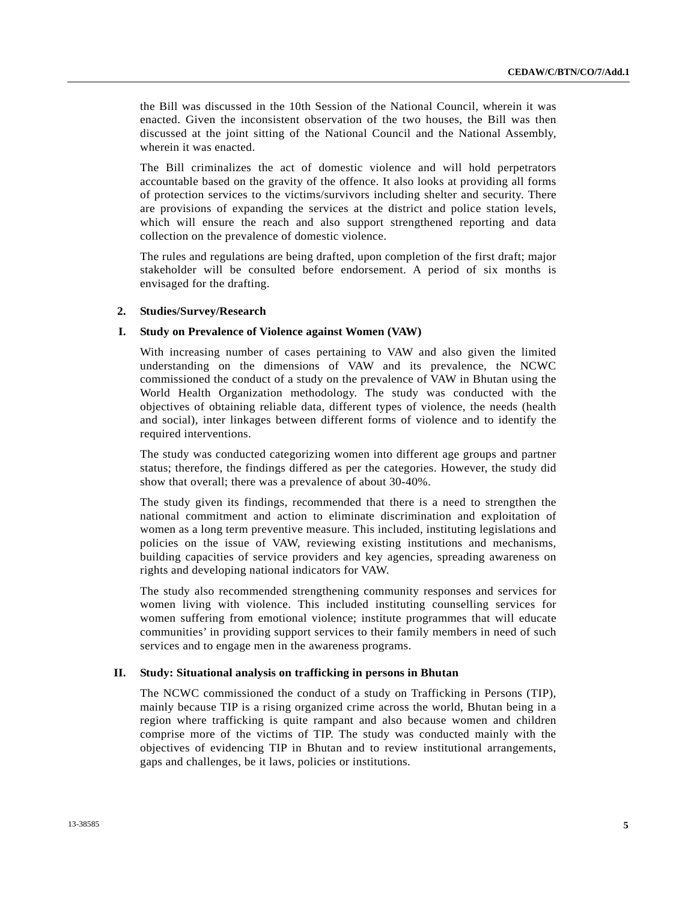the Bill was discussed in the 10th Session of the National Council, wherein it was enacted. Given the inconsistent observation of the two houses, the Bill was then discussed at the joint sitting of the National Council and the National Assembly, wherein it was enacted.

The Bill criminalizes the act of domestic violence and will hold perpetrators accountable based on the gravity of the offence. It also looks at providing all forms of protection services to the victims/survivors including shelter and security. There are provisions of expanding the services at the district and police station levels, which will ensure the reach and also support strengthened reporting and data collection on the prevalence of domestic violence.

The rules and regulations are being drafted, upon completion of the first draft; major stakeholder will be consulted before endorsement. A period of six months is envisaged for the drafting.

**2. Studies/Survey/Research**

**I. Study on Prevalence of Violence against Women (VAW)**

With increasing number of cases pertaining to VAW and also given the limited understanding on the dimensions of VAW and its prevalence, the NCWC commissioned the conduct of a study on the prevalence of VAW in Bhutan using the World Health Organization methodology. The study was conducted with the objectives of obtaining reliable data, different types of violence, the needs (health and social), inter linkages between different forms of violence and to identify the required interventions.

The study was conducted categorizing women into different age groups and partner status; therefore, the findings differed as per the categories. However, the study did show that overall; there was a prevalence of about 30-40%.

The study given its findings, recommended that there is a need to strengthen the national commitment and action to eliminate discrimination and exploitation of women as a long term preventive measure. This included, instituting legislations and policies on the issue of VAW, reviewing existing institutions and mechanisms, building capacities of service providers and key agencies, spreading awareness on rights and developing national indicators for VAW.

The study also recommended strengthening community responses and services for women living with violence. This included instituting counselling services for women suffering from emotional violence; institute programmes that will educate communities' in providing support services to their family members in need of such services and to engage men in the awareness programs.

**II. Study: Situational analysis on trafficking in persons in Bhutan**

The NCWC commissioned the conduct of a study on Trafficking in Persons (TIP), mainly because TIP is a rising organized crime across the world, Bhutan being in a region where trafficking is quite rampant and also because women and children comprise more of the victims of TIP. The study was conducted mainly with the objectives of evidencing TIP in Bhutan and to review institutional arrangements, gaps and challenges, be it laws, policies or institutions.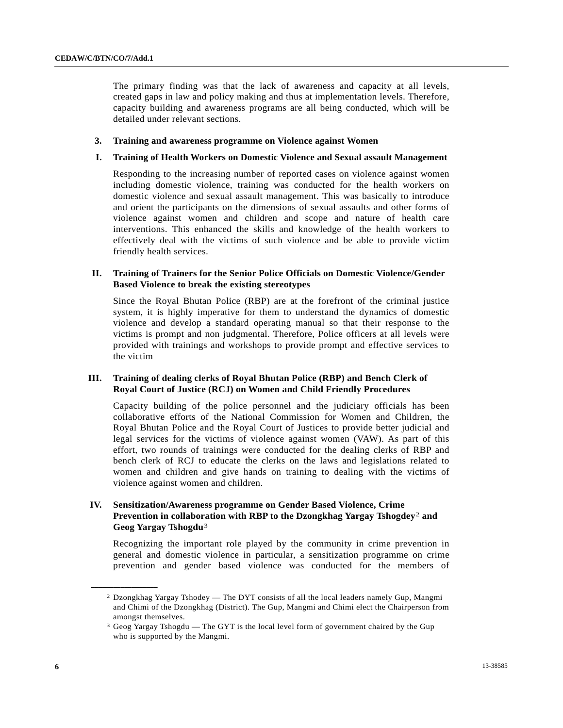The primary finding was that the lack of awareness and capacity at all levels, created gaps in law and policy making and thus at implementation levels. Therefore, capacity building and awareness programs are all being conducted, which will be detailed under relevant sections.

### 3. Training and awareness programme on Violence against Women

#### I. Training of Health Workers on Domestic Violence and Sexual assault Management

Responding to the increasing number of reported cases on violence against women including domestic violence, training was conducted for the health workers on domestic violence and sexual assault management. This was basically to introduce and orient the participants on the dimensions of sexual assaults and other forms of violence against women and children and scope and nature of health care interventions. This enhanced the skills and knowledge of the health workers to effectively deal with the victims of such violence and be able to provide victim friendly health services.

#### II. Training of Trainers for the Senior Police Officials on Domestic Violence/Gender Based Violence to break the existing stereotypes

Since the Royal Bhutan Police (RBP) are at the forefront of the criminal justice system, it is highly imperative for them to understand the dynamics of domestic violence and develop a standard operating manual so that their response to the victims is prompt and non judgmental. Therefore, Police officers at all levels were provided with trainings and workshops to provide prompt and effective services to the victim

#### III. Training of dealing clerks of Royal Bhutan Police (RBP) and Bench Clerk of Royal Court of Justice (RCJ) on Women and Child Friendly Procedures

Capacity building of the police personnel and the judiciary officials has been collaborative efforts of the National Commission for Women and Children, the Royal Bhutan Police and the Royal Court of Justices to provide better judicial and legal services for the victims of violence against women (VAW). As part of this effort, two rounds of trainings were conducted for the dealing clerks of RBP and bench clerk of RCJ to educate the clerks on the laws and legislations related to women and children and give hands on training to dealing with the victims of violence against women and children.

#### IV. Sensitization/Awareness programme on Gender Based Violence, Crime Prevention in collaboration with RBP to the Dzongkhag Yargay Tshogdey[2] and Geog Yargay Tshogdu[3]

Recognizing the important role played by the community in crime prevention in general and domestic violence in particular, a sensitization programme on crime prevention and gender based violence was conducted for the members of

---

[2] Dzongkhag Yargay Tshodey — The DYT consists of all the local leaders namely Gup, Mangmi and Chimi of the Dzongkhag (District). The Gup, Mangmi and Chimi elect the Chairperson from amongst themselves.

[3] Geog Yargay Tshogdu — The GYT is the local level form of government chaired by the Gup who is supported by the Mangmi.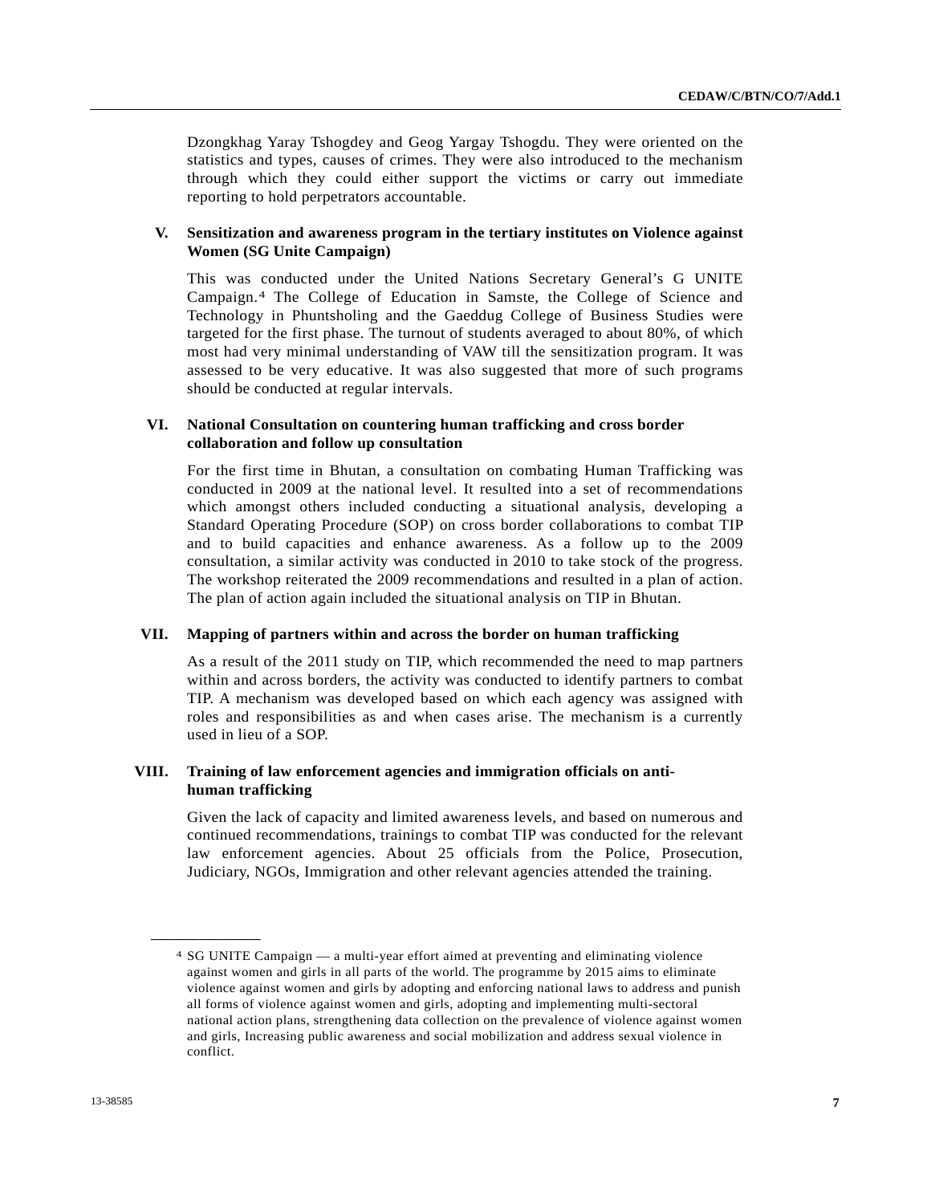Dzongkhag Yaray Tshogdey and Geog Yargay Tshogdu. They were oriented on the statistics and types, causes of crimes. They were also introduced to the mechanism through which they could either support the victims or carry out immediate reporting to hold perpetrators accountable.

### V. Sensitization and awareness program in the tertiary institutes on Violence against Women (SG Unite Campaign)

This was conducted under the United Nations Secretary General's G UNITE Campaign.[4] The College of Education in Samste, the College of Science and Technology in Phuntsholing and the Gaeddug College of Business Studies were targeted for the first phase. The turnout of students averaged to about 80%, of which most had very minimal understanding of VAW till the sensitization program. It was assessed to be very educative. It was also suggested that more of such programs should be conducted at regular intervals.

### VI. National Consultation on countering human trafficking and cross border collaboration and follow up consultation

For the first time in Bhutan, a consultation on combating Human Trafficking was conducted in 2009 at the national level. It resulted into a set of recommendations which amongst others included conducting a situational analysis, developing a Standard Operating Procedure (SOP) on cross border collaborations to combat TIP and to build capacities and enhance awareness. As a follow up to the 2009 consultation, a similar activity was conducted in 2010 to take stock of the progress. The workshop reiterated the 2009 recommendations and resulted in a plan of action. The plan of action again included the situational analysis on TIP in Bhutan.

### VII. Mapping of partners within and across the border on human trafficking

As a result of the 2011 study on TIP, which recommended the need to map partners within and across borders, the activity was conducted to identify partners to combat TIP. A mechanism was developed based on which each agency was assigned with roles and responsibilities as and when cases arise. The mechanism is a currently used in lieu of a SOP.

### VIII. Training of law enforcement agencies and immigration officials on anti-human trafficking

Given the lack of capacity and limited awareness levels, and based on numerous and continued recommendations, trainings to combat TIP was conducted for the relevant law enforcement agencies. About 25 officials from the Police, Prosecution, Judiciary, NGOs, Immigration and other relevant agencies attended the training.

---

[4] SG UNITE Campaign — a multi-year effort aimed at preventing and eliminating violence against women and girls in all parts of the world. The programme by 2015 aims to eliminate violence against women and girls by adopting and enforcing national laws to address and punish all forms of violence against women and girls, adopting and implementing multi-sectoral national action plans, strengthening data collection on the prevalence of violence against women and girls, Increasing public awareness and social mobilization and address sexual violence in conflict.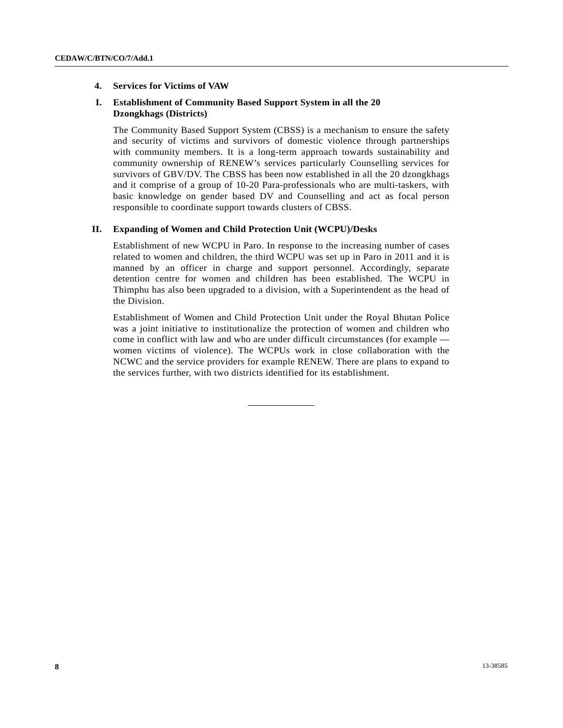### 4. Services for Victims of VAW

### I. Establishment of Community Based Support System in all the 20 Dzongkhags (Districts)

The Community Based Support System (CBSS) is a mechanism to ensure the safety and security of victims and survivors of domestic violence through partnerships with community members. It is a long-term approach towards sustainability and community ownership of RENEW's services particularly Counselling services for survivors of GBV/DV. The CBSS has been now established in all the 20 dzongkhags and it comprise of a group of 10-20 Para-professionals who are multi-taskers, with basic knowledge on gender based DV and Counselling and act as focal person responsible to coordinate support towards clusters of CBSS.

### II. Expanding of Women and Child Protection Unit (WCPU)/Desks

Establishment of new WCPU in Paro. In response to the increasing number of cases related to women and children, the third WCPU was set up in Paro in 2011 and it is manned by an officer in charge and support personnel. Accordingly, separate detention centre for women and children has been established. The WCPU in Thimphu has also been upgraded to a division, with a Superintendent as the head of the Division.

Establishment of Women and Child Protection Unit under the Royal Bhutan Police was a joint initiative to institutionalize the protection of women and children who come in conflict with law and who are under difficult circumstances (for example — women victims of violence). The WCPUs work in close collaboration with the NCWC and the service providers for example RENEW. There are plans to expand to the services further, with two districts identified for its establishment.